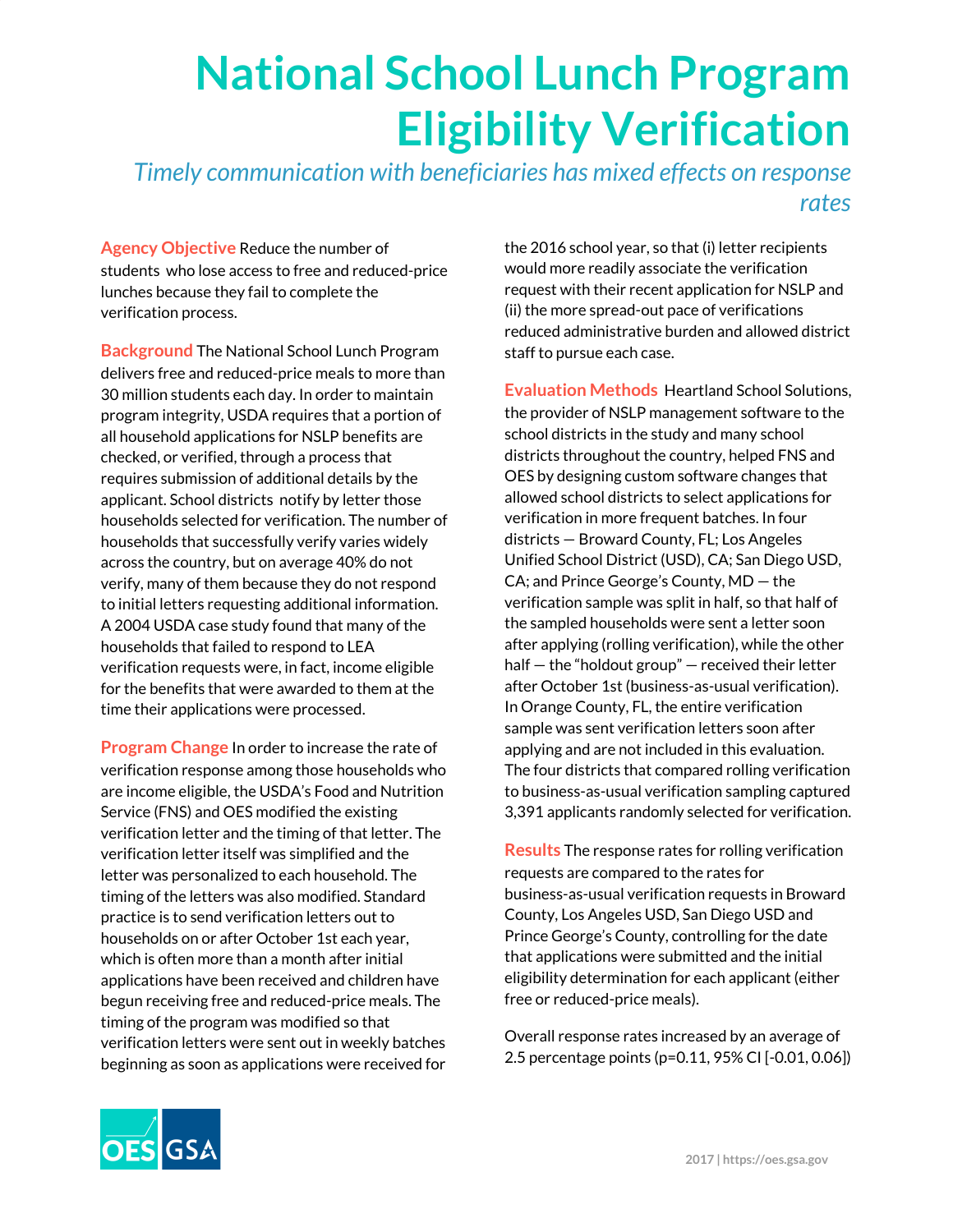# National School Lunch Program Eligibility Verification

*Timely communication with beneficiaries has mixed effects on response rates*

**Agency Objective** Reduce the number of students who lose access to free and reduced-price lunches because they fail to complete the verification process.

**Background** The National School Lunch Program delivers free and reduced-price meals to more than 30 million students each day. In order to maintain program integrity, USDA requires that a portion of all household applications for NSLP benefits are checked, or verified, through a process that requires submission of additional details by the applicant. School districts notify by letter those households selected for verification. The number of households that successfully verify varies widely across the country, but on average 40% do not verify, many of them because they do not respond to initial letters requesting additional information. A 2004 USDA case study found that many of the households that failed to respond to LEA verification requests were, in fact, income eligible for the benefits that were awarded to them at the time their applications were processed.

**Program Change** In order to increase the rate of verification response among those households who are income eligible, the USDA's Food and Nutrition Service (FNS) and OES modified the existing verification letter and the timing of that letter. The verification letter itself was simplified and the letter was personalized to each household. The timing of the letters was also modified. Standard practice is to send verification letters out to households on or after October 1st each year, which is often more than a month after initial applications have been received and children have begun receiving free and reduced-price meals. The timing of the program was modified so that verification letters were sent out in weekly batches beginning as soon as applications were received for the 2016 school year, so that (i) letter recipients would more readily associate the verification request with their recent application for NSLP and (ii) the more spread-out pace of verifications reduced administrative burden and allowed district staff to pursue each case.

**Evaluation Methods** Heartland School Solutions, the provider of NSLP management software to the school districts in the study and many school districts throughout the country, helped FNS and OES by designing custom software changes that allowed school districts to select applications for verification in more frequent batches. In four districts — Broward County, FL; Los Angeles Unified School District (USD), CA; San Diego USD, CA; and Prince George's County, MD — the verification sample was split in half, so that half of the sampled households were sent a letter soon after applying (rolling verification), while the other half — the "holdout group" — received their letter after October 1st (business-as-usual verification). In Orange County, FL, the entire verification sample was sent verification letters soon after applying and are not included in this evaluation. The four districts that compared rolling verification to business-as-usual verification sampling captured 3,391 applicants randomly selected for verification.

**Results** The response rates for rolling verification requests are compared to the rates for business-as-usual verification requests in Broward County, Los Angeles USD, San Diego USD and Prince George's County, controlling for the date that applications were submitted and the initial eligibility determination for each applicant (either free or reduced-price meals).

Overall response rates increased by an average of 2.5 percentage points ($p=0.11$, 95% CI [-0.01, 0.06])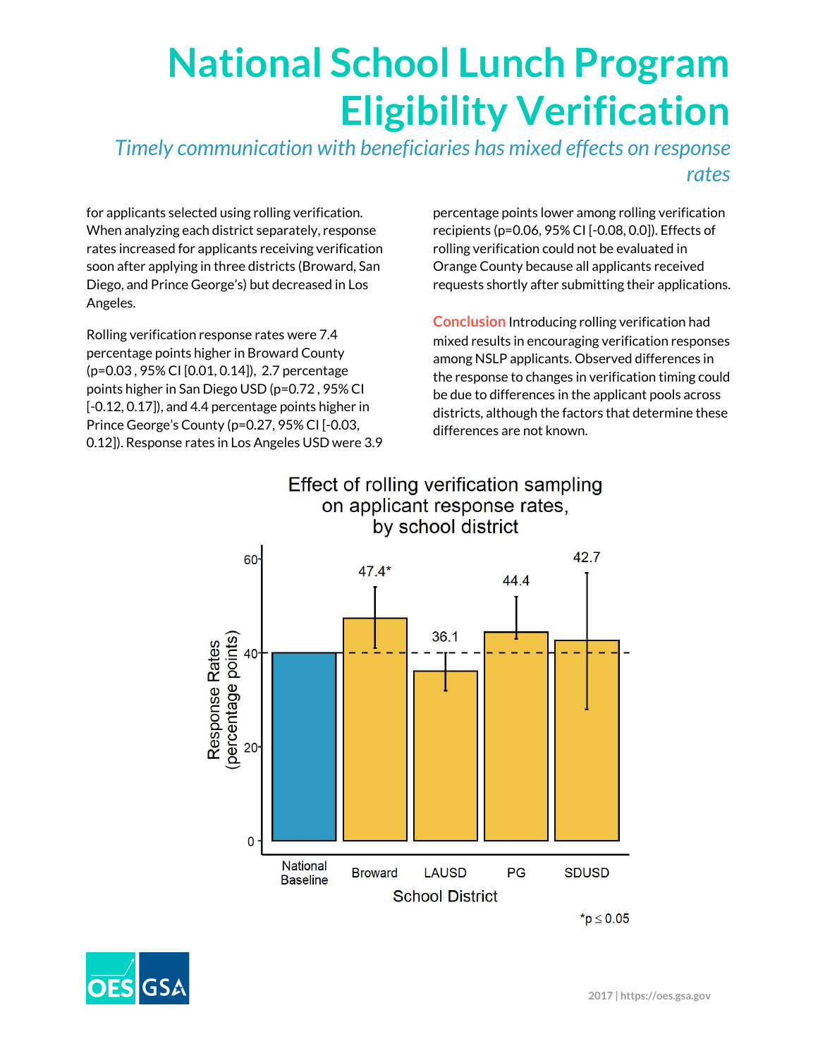# National School Lunch Program Eligibility Verification

*Timely communication with beneficiaries has mixed effects on response rates*

for applicants selected using rolling verification. When analyzing each district separately, response rates increased for applicants receiving verification soon after applying in three districts (Broward, San Diego, and Prince George's) but decreased in Los Angeles.

Rolling verification response rates were 7.4 percentage points higher in Broward County (p=0.03 , 95% CI [0.01, 0.14]), 2.7 percentage points higher in San Diego USD (p=0.72 , 95% CI [-0.12, 0.17]), and 4.4 percentage points higher in Prince George's County (p=0.27, 95% CI [-0.03, 0.12]). Response rates in Los Angeles USD were 3.9 percentage points lower among rolling verification recipients (p=0.06, 95% CI [-0.08, 0.0]). Effects of rolling verification could not be evaluated in Orange County because all applicants received requests shortly after submitting their applications.

**Conclusion** Introducing rolling verification had mixed results in encouraging verification responses among NSLP applicants. Observed differences in the response to changes in verification timing could be due to differences in the applicant pools across districts, although the factors that determine these differences are not known.

Effect of rolling verification sampling on applicant response rates, by school district

Response Rates (percentage points)

0
20
40
60

47.4*
36.1
44.4
42.7

National Baseline
Broward
LAUSD
PG
SDUSD

School District

*p ≤ 0.05

2017 | https://oes.gsa.gov